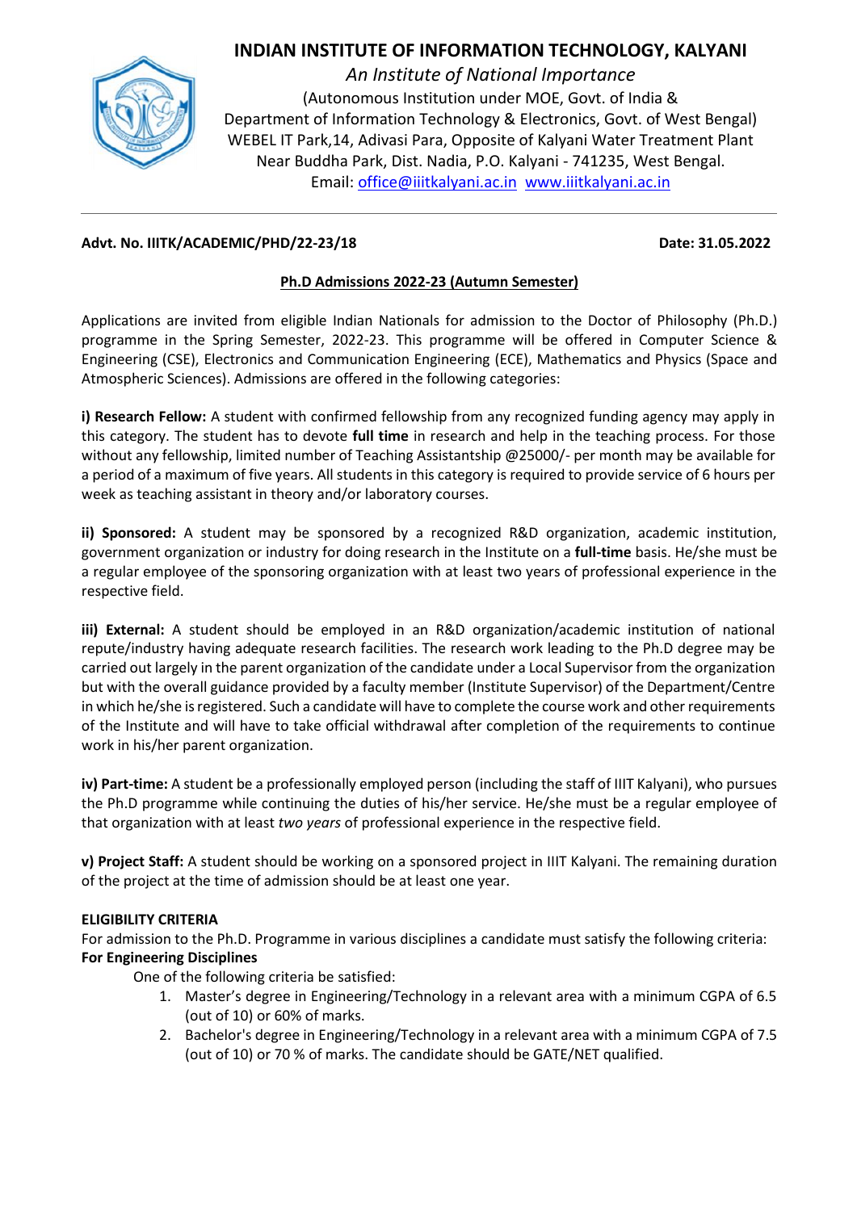# INDIAN INSTITUTE OF INFORMATION TECHNOLOGY, KALYANI

*An Institute of National Importance*

(Autonomous Institution under MOE, Govt. of India &
Department of Information Technology & Electronics, Govt. of West Bengal)
WEBEL IT Park,14, Adivasi Para, Opposite of Kalyani Water Treatment Plant
Near Buddha Park, Dist. Nadia, P.O. Kalyani - 741235, West Bengal.
Email: office@iiitkalyani.ac.in www.iiitkalyani.ac.in

---

**Advt. No. IIITK/ACADEMIC/PHD/22-23/18** **Date: 31.05.2022**

## Ph.D Admissions 2022-23 (Autumn Semester)

Applications are invited from eligible Indian Nationals for admission to the Doctor of Philosophy (Ph.D.) programme in the Spring Semester, 2022-23. This programme will be offered in Computer Science & Engineering (CSE), Electronics and Communication Engineering (ECE), Mathematics and Physics (Space and Atmospheric Sciences). Admissions are offered in the following categories:

**i) Research Fellow:** A student with confirmed fellowship from any recognized funding agency may apply in this category. The student has to devote **full time** in research and help in the teaching process. For those without any fellowship, limited number of Teaching Assistantship @25000/- per month may be available for a period of a maximum of five years. All students in this category is required to provide service of 6 hours per week as teaching assistant in theory and/or laboratory courses.

**ii) Sponsored:** A student may be sponsored by a recognized R&D organization, academic institution, government organization or industry for doing research in the Institute on a **full-time** basis. He/she must be a regular employee of the sponsoring organization with at least two years of professional experience in the respective field.

**iii) External:** A student should be employed in an R&D organization/academic institution of national repute/industry having adequate research facilities. The research work leading to the Ph.D degree may be carried out largely in the parent organization of the candidate under a Local Supervisor from the organization but with the overall guidance provided by a faculty member (Institute Supervisor) of the Department/Centre in which he/she is registered. Such a candidate will have to complete the course work and other requirements of the Institute and will have to take official withdrawal after completion of the requirements to continue work in his/her parent organization.

**iv) Part-time:** A student be a professionally employed person (including the staff of IIIT Kalyani), who pursues the Ph.D programme while continuing the duties of his/her service. He/she must be a regular employee of that organization with at least *two years* of professional experience in the respective field.

**v) Project Staff:** A student should be working on a sponsored project in IIIT Kalyani. The remaining duration of the project at the time of admission should be at least one year.

### ELIGIBILITY CRITERIA

For admission to the Ph.D. Programme in various disciplines a candidate must satisfy the following criteria:

**For Engineering Disciplines**

One of the following criteria be satisfied:

1. Master's degree in Engineering/Technology in a relevant area with a minimum CGPA of 6.5 (out of 10) or 60% of marks.
2. Bachelor's degree in Engineering/Technology in a relevant area with a minimum CGPA of 7.5 (out of 10) or 70 % of marks. The candidate should be GATE/NET qualified.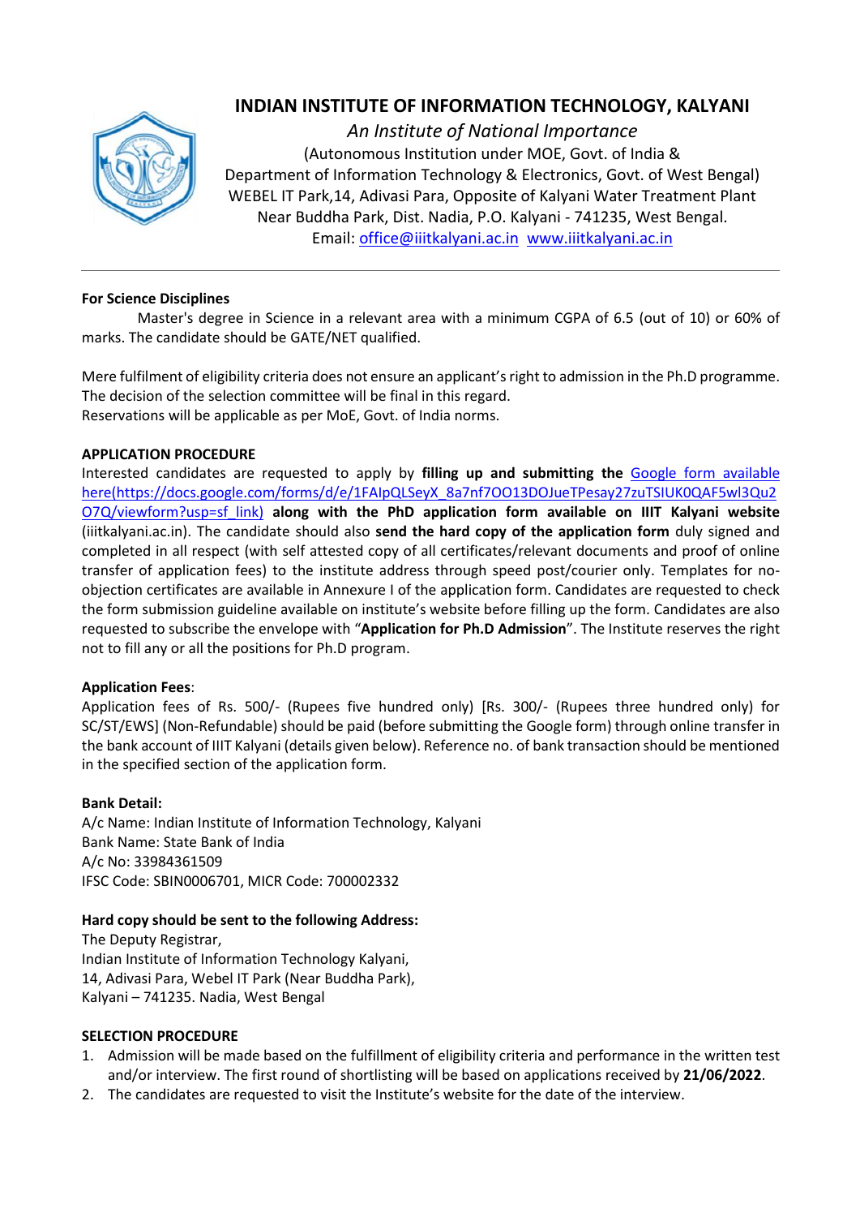# INDIAN INSTITUTE OF INFORMATION TECHNOLOGY, KALYANI

*An Institute of National Importance*

(Autonomous Institution under MOE, Govt. of India & Department of Information Technology & Electronics, Govt. of West Bengal)
WEBEL IT Park,14, Adivasi Para, Opposite of Kalyani Water Treatment Plant
Near Buddha Park, Dist. Nadia, P.O. Kalyani - 741235, West Bengal.
Email: office@iiitkalyani.ac.in www.iiitkalyani.ac.in

---

**For Science Disciplines**

Master's degree in Science in a relevant area with a minimum CGPA of 6.5 (out of 10) or 60% of marks. The candidate should be GATE/NET qualified.

Mere fulfilment of eligibility criteria does not ensure an applicant's right to admission in the Ph.D programme. The decision of the selection committee will be final in this regard.
Reservations will be applicable as per MoE, Govt. of India norms.

**APPLICATION PROCEDURE**

Interested candidates are requested to apply by **filling up and submitting the** Google form available here(https://docs.google.com/forms/d/e/1FAIpQLSeyX_8a7nf7OO13DOJueTPesay27zuTSIUK0QAF5wl3Qu2O7Q/viewform?usp=sf_link) **along with the PhD application form available on IIIT Kalyani website** (iiitkalyani.ac.in). The candidate should also **send the hard copy of the application form** duly signed and completed in all respect (with self attested copy of all certificates/relevant documents and proof of online transfer of application fees) to the institute address through speed post/courier only. Templates for no-objection certificates are available in Annexure I of the application form. Candidates are requested to check the form submission guideline available on institute's website before filling up the form. Candidates are also requested to subscribe the envelope with "**Application for Ph.D Admission**". The Institute reserves the right not to fill any or all the positions for Ph.D program.

**Application Fees**:

Application fees of Rs. 500/- (Rupees five hundred only) [Rs. 300/- (Rupees three hundred only) for SC/ST/EWS] (Non-Refundable) should be paid (before submitting the Google form) through online transfer in the bank account of IIIT Kalyani (details given below). Reference no. of bank transaction should be mentioned in the specified section of the application form.

**Bank Detail:**

A/c Name: Indian Institute of Information Technology, Kalyani
Bank Name: State Bank of India
A/c No: 33984361509
IFSC Code: SBIN0006701, MICR Code: 700002332

**Hard copy should be sent to the following Address:**

The Deputy Registrar,
Indian Institute of Information Technology Kalyani,
14, Adivasi Para, Webel IT Park (Near Buddha Park),
Kalyani – 741235. Nadia, West Bengal

**SELECTION PROCEDURE**

1. Admission will be made based on the fulfillment of eligibility criteria and performance in the written test and/or interview. The first round of shortlisting will be based on applications received by **21/06/2022**.
2. The candidates are requested to visit the Institute's website for the date of the interview.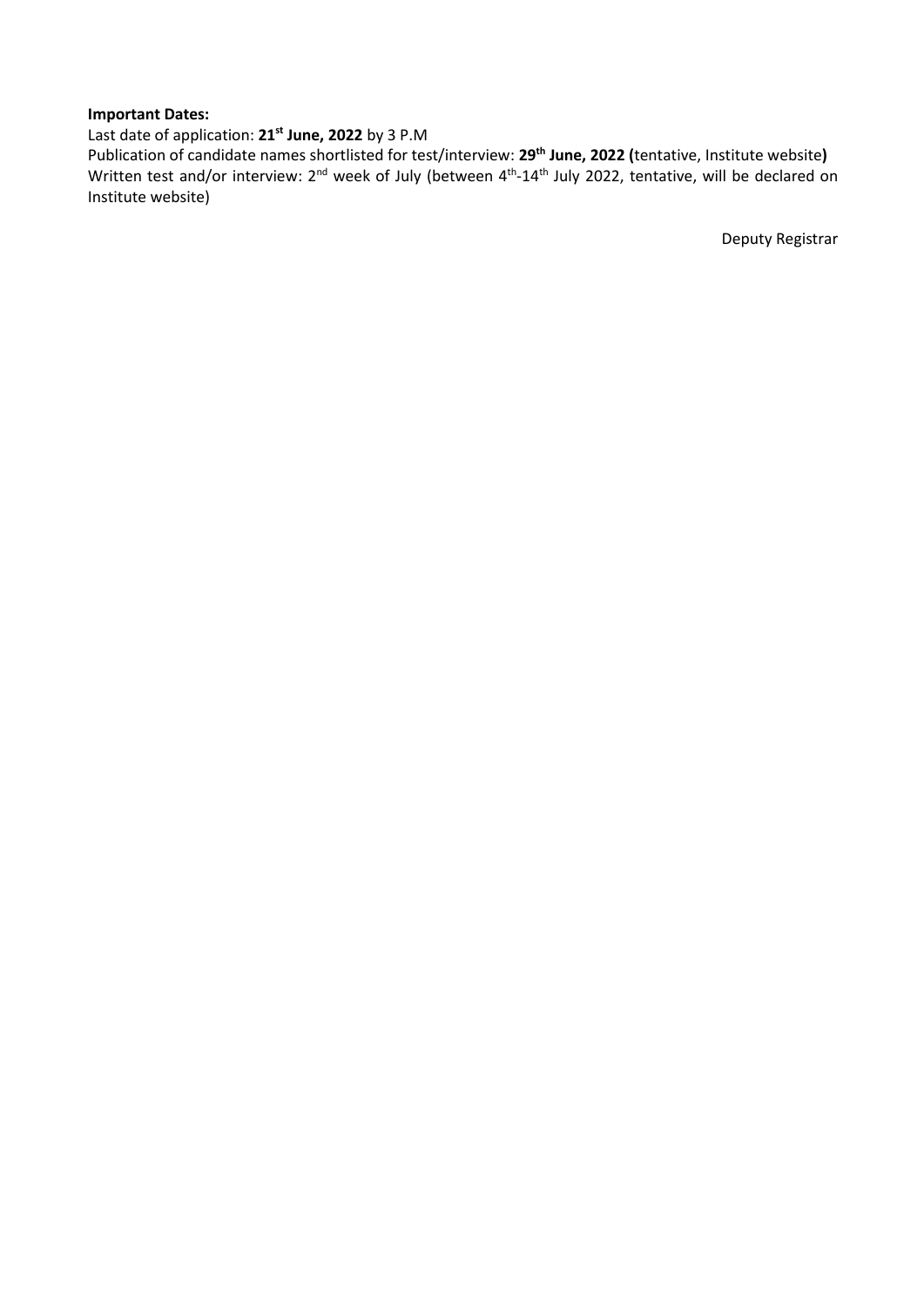**Important Dates:**

Last date of application: **21st June, 2022** by 3 P.M

Publication of candidate names shortlisted for test/interview: **29th June, 2022 (**tentative, Institute website**)**

Written test and/or interview: 2nd week of July (between 4th-14th July 2022, tentative, will be declared on Institute website)

Deputy Registrar